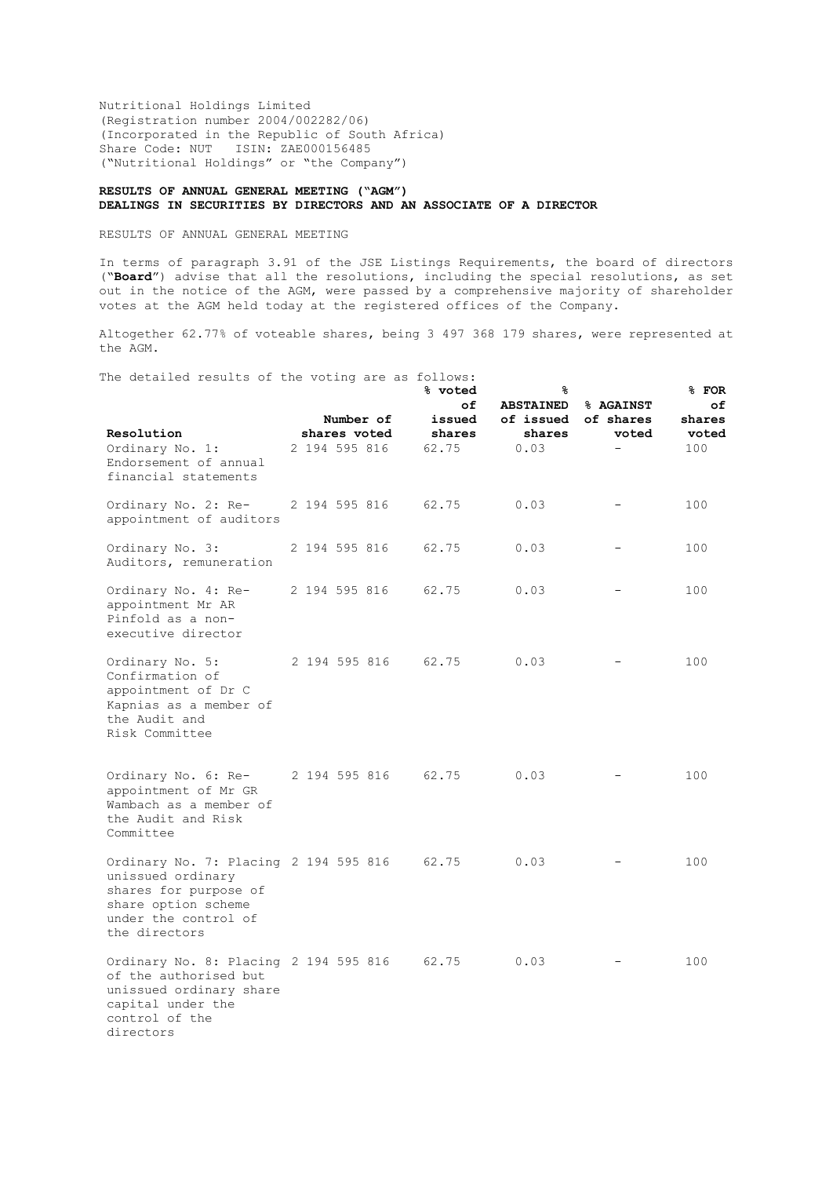Nutritional Holdings Limited
(Registration number 2004/002282/06)
(Incorporated in the Republic of South Africa)
Share Code: NUT ISIN: ZAE000156485
("Nutritional Holdings" or "the Company")

**RESULTS OF ANNUAL GENERAL MEETING ("AGM")**
**DEALINGS IN SECURITIES BY DIRECTORS AND AN ASSOCIATE OF A DIRECTOR**

RESULTS OF ANNUAL GENERAL MEETING

In terms of paragraph 3.91 of the JSE Listings Requirements, the board of directors ("**Board**") advise that all the resolutions, including the special resolutions, as set out in the notice of the AGM, were passed by a comprehensive majority of shareholder votes at the AGM held today at the registered offices of the Company.

Altogether 62.77% of voteable shares, being 3 497 368 179 shares, were represented at the AGM.

The detailed results of the voting are as follows:

| Resolution | Number of shares voted | % voted of issued shares | % ABSTAINED of issued shares | % AGAINST of shares voted | % FOR of shares voted |
|---|---|---|---|---|---|
| Ordinary No. 1: Endorsement of annual financial statements | 2 194 595 816 | 62.75 | 0.03 | - | 100 |
| Ordinary No. 2: Re-appointment of auditors | 2 194 595 816 | 62.75 | 0.03 | - | 100 |
| Ordinary No. 3: Auditors, remuneration | 2 194 595 816 | 62.75 | 0.03 | - | 100 |
| Ordinary No. 4: Re-appointment Mr AR Pinfold as a non-executive director | 2 194 595 816 | 62.75 | 0.03 | - | 100 |
| Ordinary No. 5: Confirmation of appointment of Dr C Kapnias as a member of the Audit and Risk Committee | 2 194 595 816 | 62.75 | 0.03 | - | 100 |
| Ordinary No. 6: Re-appointment of Mr GR Wambach as a member of the Audit and Risk Committee | 2 194 595 816 | 62.75 | 0.03 | - | 100 |
| Ordinary No. 7: Placing unissued ordinary shares for purpose of share option scheme under the control of the directors | 2 194 595 816 | 62.75 | 0.03 | - | 100 |
| Ordinary No. 8: Placing of the authorised but unissued ordinary share capital under the control of the directors | 2 194 595 816 | 62.75 | 0.03 | - | 100 |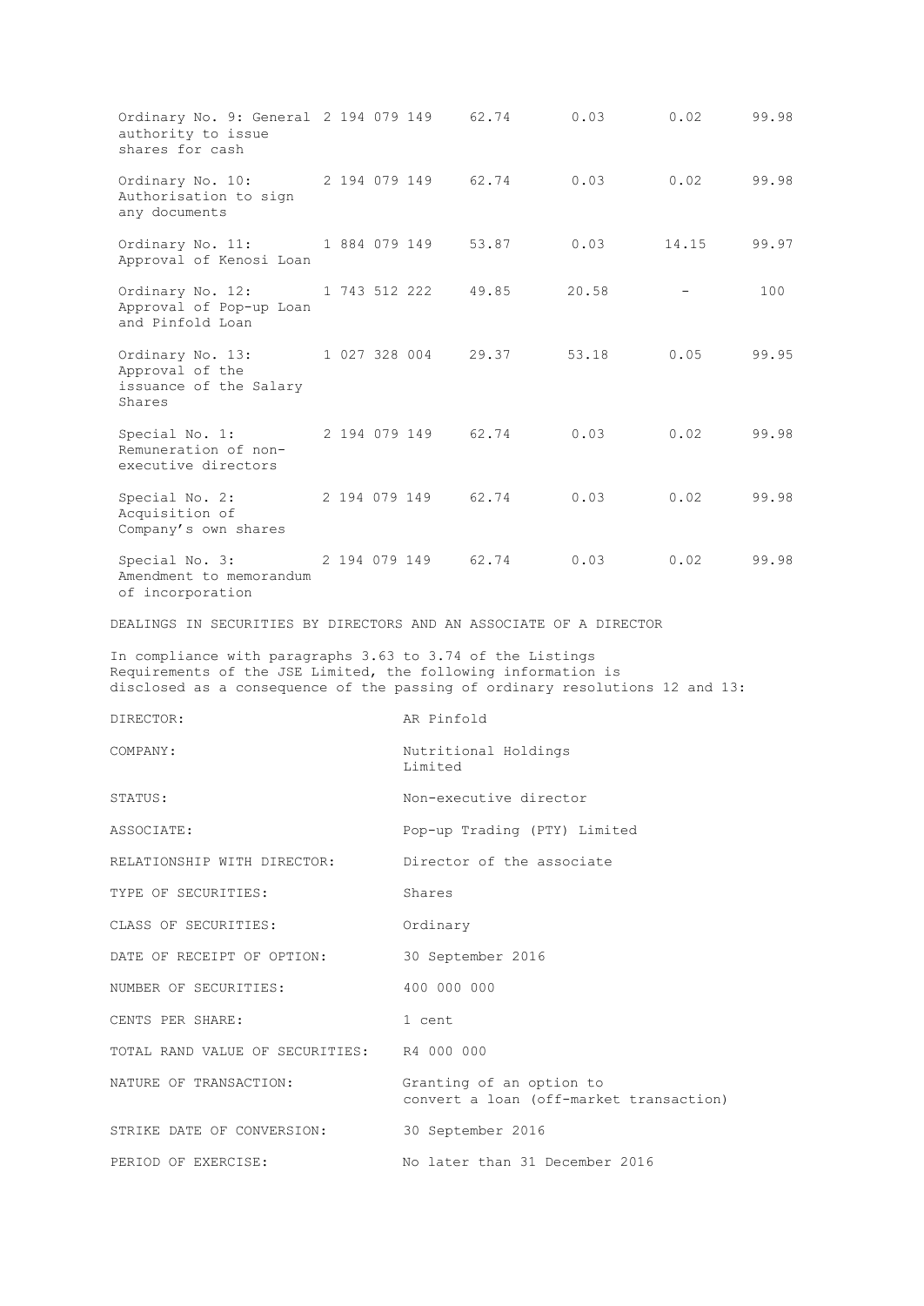| | | | | | |
|---|---|---|---|---|---|
| Ordinary No. 9: General authority to issue shares for cash | 2 194 079 149 | 62.74 | 0.03 | 0.02 | 99.98 |
| Ordinary No. 10: Authorisation to sign any documents | 2 194 079 149 | 62.74 | 0.03 | 0.02 | 99.98 |
| Ordinary No. 11: Approval of Kenosi Loan | 1 884 079 149 | 53.87 | 0.03 | 14.15 | 99.97 |
| Ordinary No. 12: Approval of Pop-up Loan and Pinfold Loan | 1 743 512 222 | 49.85 | 20.58 | - | 100 |
| Ordinary No. 13: Approval of the issuance of the Salary Shares | 1 027 328 004 | 29.37 | 53.18 | 0.05 | 99.95 |
| Special No. 1: Remuneration of non-executive directors | 2 194 079 149 | 62.74 | 0.03 | 0.02 | 99.98 |
| Special No. 2: Acquisition of Company's own shares | 2 194 079 149 | 62.74 | 0.03 | 0.02 | 99.98 |
| Special No. 3: Amendment to memorandum of incorporation | 2 194 079 149 | 62.74 | 0.03 | 0.02 | 99.98 |

DEALINGS IN SECURITIES BY DIRECTORS AND AN ASSOCIATE OF A DIRECTOR

In compliance with paragraphs 3.63 to 3.74 of the Listings Requirements of the JSE Limited, the following information is disclosed as a consequence of the passing of ordinary resolutions 12 and 13:

| | |
|---|---|
| DIRECTOR: | AR Pinfold |
| COMPANY: | Nutritional Holdings Limited |
| STATUS: | Non-executive director |
| ASSOCIATE: | Pop-up Trading (PTY) Limited |
| RELATIONSHIP WITH DIRECTOR: | Director of the associate |
| TYPE OF SECURITIES: | Shares |
| CLASS OF SECURITIES: | Ordinary |
| DATE OF RECEIPT OF OPTION: | 30 September 2016 |
| NUMBER OF SECURITIES: | 400 000 000 |
| CENTS PER SHARE: | 1 cent |
| TOTAL RAND VALUE OF SECURITIES: | R4 000 000 |
| NATURE OF TRANSACTION: | Granting of an option to convert a loan (off-market transaction) |
| STRIKE DATE OF CONVERSION: | 30 September 2016 |
| PERIOD OF EXERCISE: | No later than 31 December 2016 |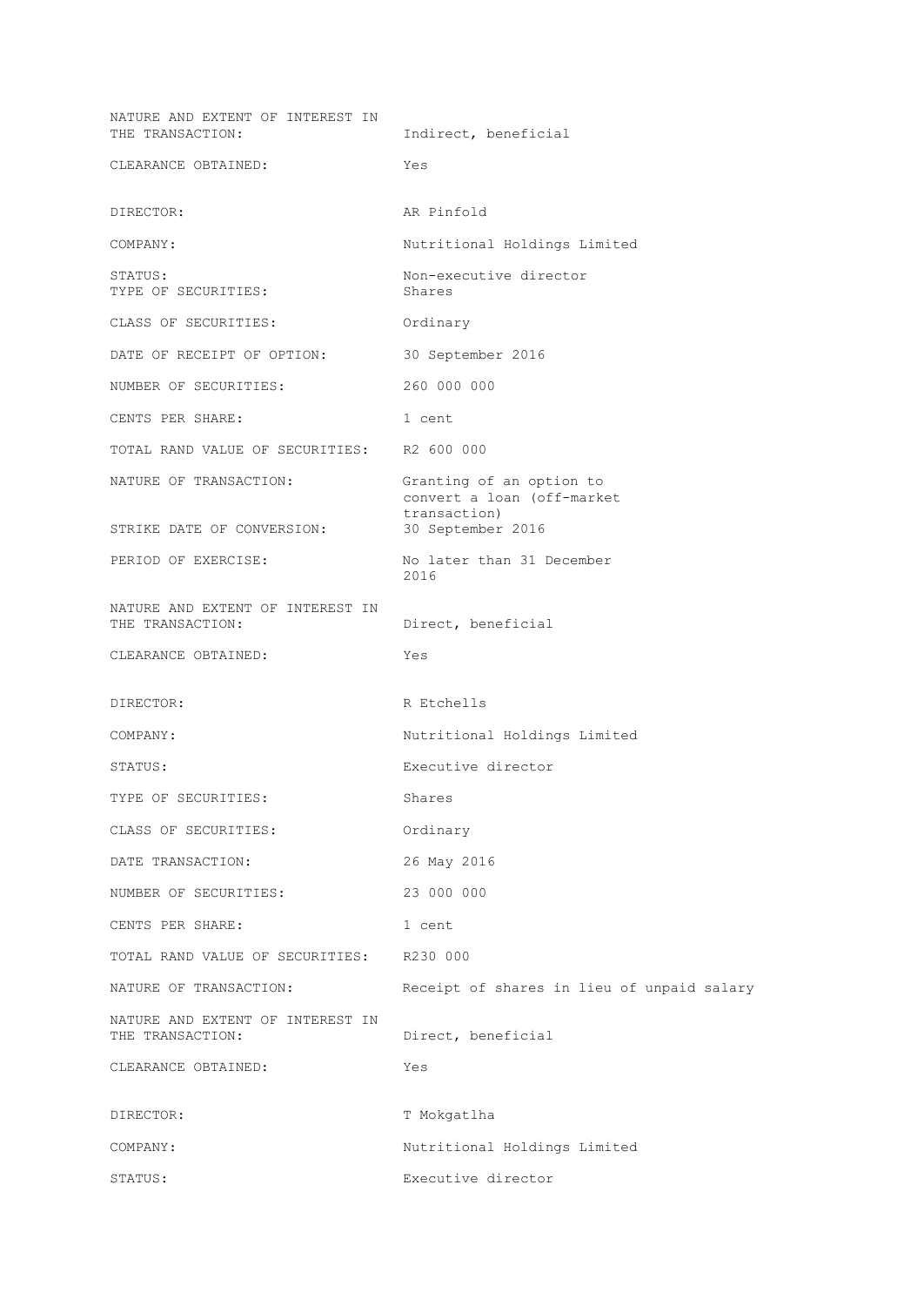NATURE AND EXTENT OF INTEREST IN THE TRANSACTION: Indirect, beneficial

CLEARANCE OBTAINED: Yes

DIRECTOR: AR Pinfold

COMPANY: Nutritional Holdings Limited

STATUS: Non-executive director

TYPE OF SECURITIES: Shares

CLASS OF SECURITIES: Ordinary

DATE OF RECEIPT OF OPTION: 30 September 2016

NUMBER OF SECURITIES: 260 000 000

CENTS PER SHARE: 1 cent

TOTAL RAND VALUE OF SECURITIES: R2 600 000

NATURE OF TRANSACTION: Granting of an option to convert a loan (off-market transaction)

STRIKE DATE OF CONVERSION: 30 September 2016

PERIOD OF EXERCISE: No later than 31 December 2016

NATURE AND EXTENT OF INTEREST IN THE TRANSACTION: Direct, beneficial

CLEARANCE OBTAINED: Yes

DIRECTOR: R Etchells

COMPANY: Nutritional Holdings Limited

STATUS: Executive director

TYPE OF SECURITIES: Shares

CLASS OF SECURITIES: Ordinary

DATE TRANSACTION: 26 May 2016

NUMBER OF SECURITIES: 23 000 000

CENTS PER SHARE: 1 cent

TOTAL RAND VALUE OF SECURITIES: R230 000

NATURE OF TRANSACTION: Receipt of shares in lieu of unpaid salary

NATURE AND EXTENT OF INTEREST IN THE TRANSACTION: Direct, beneficial

CLEARANCE OBTAINED: Yes

DIRECTOR: T Mokgatlha

COMPANY: Nutritional Holdings Limited

STATUS: Executive director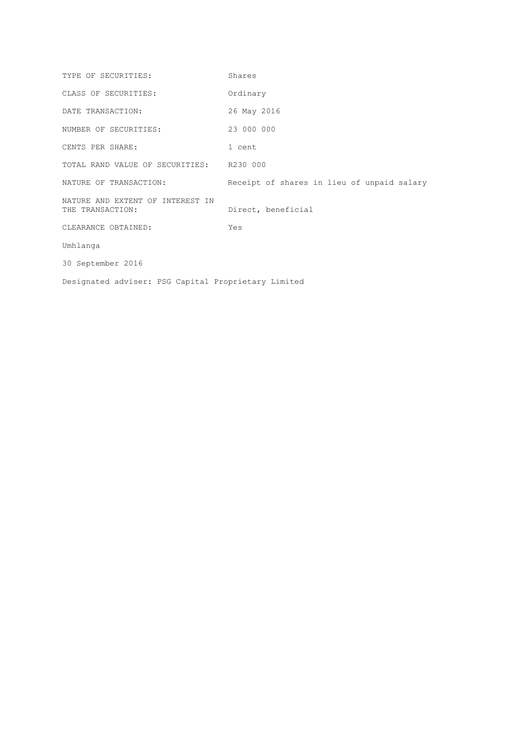| | |
|---|---|
| TYPE OF SECURITIES: | Shares |
| CLASS OF SECURITIES: | Ordinary |
| DATE TRANSACTION: | 26 May 2016 |
| NUMBER OF SECURITIES: | 23 000 000 |
| CENTS PER SHARE: | 1 cent |
| TOTAL RAND VALUE OF SECURITIES: | R230 000 |
| NATURE OF TRANSACTION: | Receipt of shares in lieu of unpaid salary |
| NATURE AND EXTENT OF INTEREST IN THE TRANSACTION: | Direct, beneficial |
| CLEARANCE OBTAINED: | Yes |

Umhlanga

30 September 2016

Designated adviser: PSG Capital Proprietary Limited